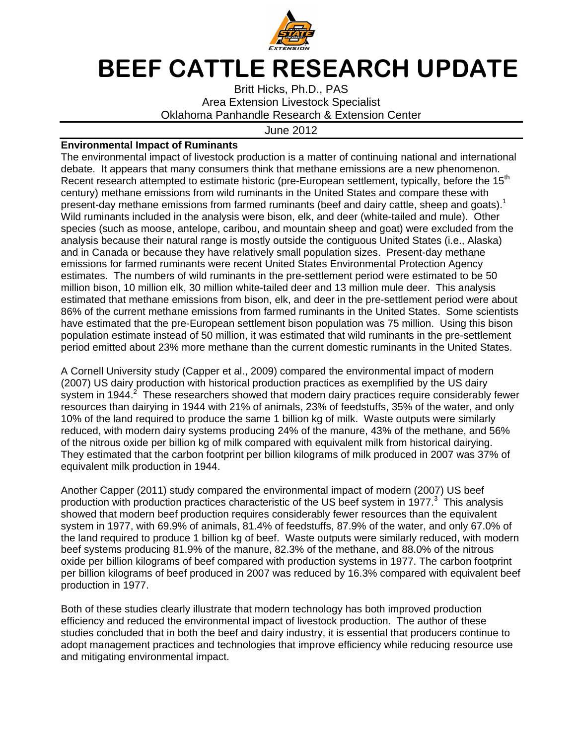# BEEF CATTLE RESEARCH UPDATE

Britt Hicks, Ph.D., PAS
Area Extension Livestock Specialist
Oklahoma Panhandle Research & Extension Center

June 2012

## Environmental Impact of Ruminants

The environmental impact of livestock production is a matter of continuing national and international debate. It appears that many consumers think that methane emissions are a new phenomenon. Recent research attempted to estimate historic (pre-European settlement, typically, before the 15th century) methane emissions from wild ruminants in the United States and compare these with present-day methane emissions from farmed ruminants (beef and dairy cattle, sheep and goats).[1] Wild ruminants included in the analysis were bison, elk, and deer (white-tailed and mule). Other species (such as moose, antelope, caribou, and mountain sheep and goat) were excluded from the analysis because their natural range is mostly outside the contiguous United States (i.e., Alaska) and in Canada or because they have relatively small population sizes. Present-day methane emissions for farmed ruminants were recent United States Environmental Protection Agency estimates. The numbers of wild ruminants in the pre-settlement period were estimated to be 50 million bison, 10 million elk, 30 million white-tailed deer and 13 million mule deer. This analysis estimated that methane emissions from bison, elk, and deer in the pre-settlement period were about 86% of the current methane emissions from farmed ruminants in the United States. Some scientists have estimated that the pre-European settlement bison population was 75 million. Using this bison population estimate instead of 50 million, it was estimated that wild ruminants in the pre-settlement period emitted about 23% more methane than the current domestic ruminants in the United States.

A Cornell University study (Capper et al., 2009) compared the environmental impact of modern (2007) US dairy production with historical production practices as exemplified by the US dairy system in 1944.[2] These researchers showed that modern dairy practices require considerably fewer resources than dairying in 1944 with 21% of animals, 23% of feedstuffs, 35% of the water, and only 10% of the land required to produce the same 1 billion kg of milk. Waste outputs were similarly reduced, with modern dairy systems producing 24% of the manure, 43% of the methane, and 56% of the nitrous oxide per billion kg of milk compared with equivalent milk from historical dairying. They estimated that the carbon footprint per billion kilograms of milk produced in 2007 was 37% of equivalent milk production in 1944.

Another Capper (2011) study compared the environmental impact of modern (2007) US beef production with production practices characteristic of the US beef system in 1977.[3] This analysis showed that modern beef production requires considerably fewer resources than the equivalent system in 1977, with 69.9% of animals, 81.4% of feedstuffs, 87.9% of the water, and only 67.0% of the land required to produce 1 billion kg of beef. Waste outputs were similarly reduced, with modern beef systems producing 81.9% of the manure, 82.3% of the methane, and 88.0% of the nitrous oxide per billion kilograms of beef compared with production systems in 1977. The carbon footprint per billion kilograms of beef produced in 2007 was reduced by 16.3% compared with equivalent beef production in 1977.

Both of these studies clearly illustrate that modern technology has both improved production efficiency and reduced the environmental impact of livestock production. The author of these studies concluded that in both the beef and dairy industry, it is essential that producers continue to adopt management practices and technologies that improve efficiency while reducing resource use and mitigating environmental impact.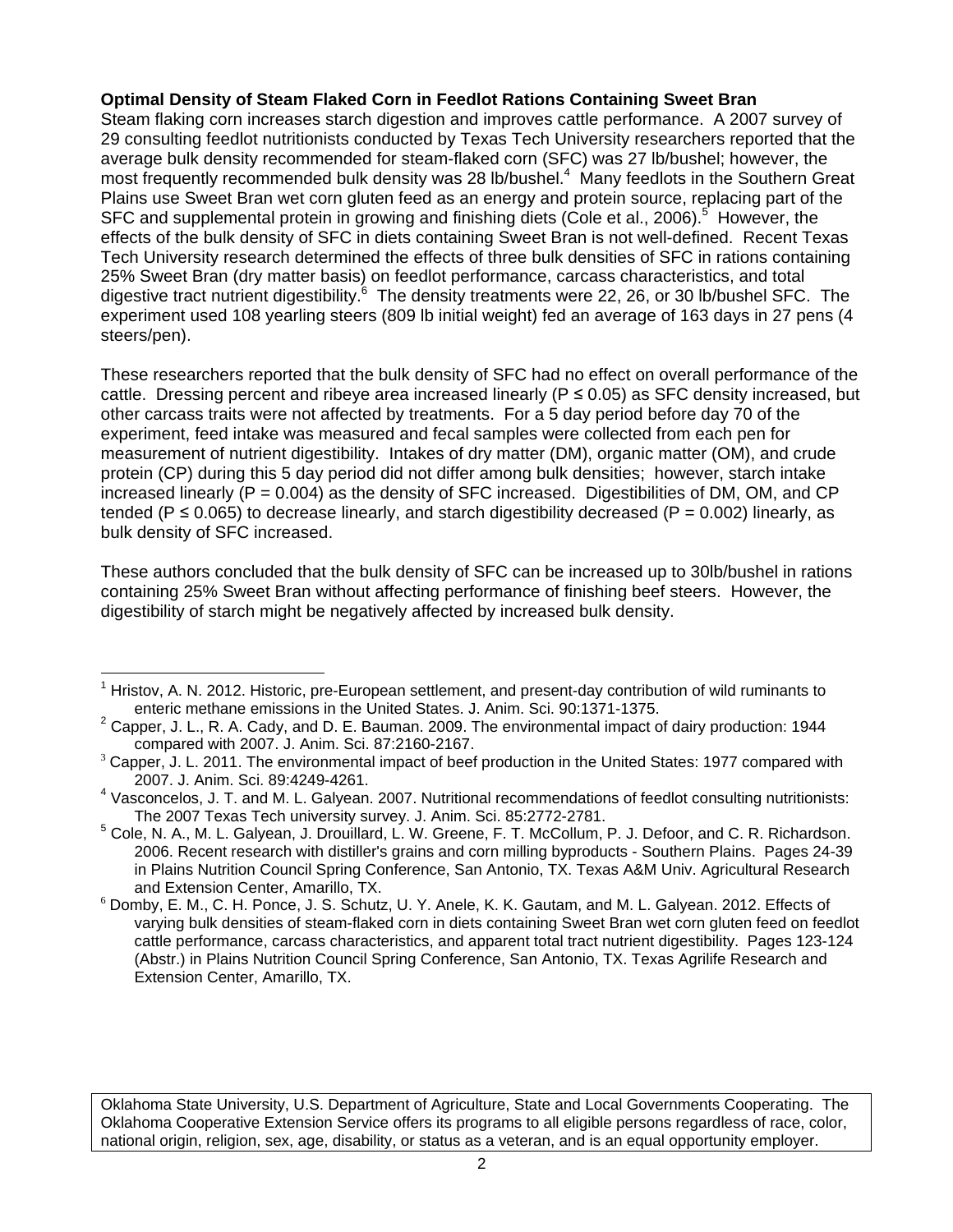**Optimal Density of Steam Flaked Corn in Feedlot Rations Containing Sweet Bran**

Steam flaking corn increases starch digestion and improves cattle performance. A 2007 survey of 29 consulting feedlot nutritionists conducted by Texas Tech University researchers reported that the average bulk density recommended for steam-flaked corn (SFC) was 27 lb/bushel; however, the most frequently recommended bulk density was 28 lb/bushel.[4] Many feedlots in the Southern Great Plains use Sweet Bran wet corn gluten feed as an energy and protein source, replacing part of the SFC and supplemental protein in growing and finishing diets (Cole et al., 2006).[5] However, the effects of the bulk density of SFC in diets containing Sweet Bran is not well-defined. Recent Texas Tech University research determined the effects of three bulk densities of SFC in rations containing 25% Sweet Bran (dry matter basis) on feedlot performance, carcass characteristics, and total digestive tract nutrient digestibility.[6] The density treatments were 22, 26, or 30 lb/bushel SFC. The experiment used 108 yearling steers (809 lb initial weight) fed an average of 163 days in 27 pens (4 steers/pen).

These researchers reported that the bulk density of SFC had no effect on overall performance of the cattle. Dressing percent and ribeye area increased linearly ($P \leq 0.05$) as SFC density increased, but other carcass traits were not affected by treatments. For a 5 day period before day 70 of the experiment, feed intake was measured and fecal samples were collected from each pen for measurement of nutrient digestibility. Intakes of dry matter (DM), organic matter (OM), and crude protein (CP) during this 5 day period did not differ among bulk densities; however, starch intake increased linearly ($P = 0.004$) as the density of SFC increased. Digestibilities of DM, OM, and CP tended ($P \leq 0.065$) to decrease linearly, and starch digestibility decreased ($P = 0.002$) linearly, as bulk density of SFC increased.

These authors concluded that the bulk density of SFC can be increased up to 30lb/bushel in rations containing 25% Sweet Bran without affecting performance of finishing beef steers. However, the digestibility of starch might be negatively affected by increased bulk density.

---

[1] Hristov, A. N. 2012. Historic, pre-European settlement, and present-day contribution of wild ruminants to enteric methane emissions in the United States. J. Anim. Sci. 90:1371-1375.

[2] Capper, J. L., R. A. Cady, and D. E. Bauman. 2009. The environmental impact of dairy production: 1944 compared with 2007. J. Anim. Sci. 87:2160-2167.

[3] Capper, J. L. 2011. The environmental impact of beef production in the United States: 1977 compared with 2007. J. Anim. Sci. 89:4249-4261.

[4] Vasconcelos, J. T. and M. L. Galyean. 2007. Nutritional recommendations of feedlot consulting nutritionists: The 2007 Texas Tech university survey. J. Anim. Sci. 85:2772-2781.

[5] Cole, N. A., M. L. Galyean, J. Drouillard, L. W. Greene, F. T. McCollum, P. J. Defoor, and C. R. Richardson. 2006. Recent research with distiller's grains and corn milling byproducts - Southern Plains. Pages 24-39 in Plains Nutrition Council Spring Conference, San Antonio, TX. Texas A&M Univ. Agricultural Research and Extension Center, Amarillo, TX.

[6] Domby, E. M., C. H. Ponce, J. S. Schutz, U. Y. Anele, K. K. Gautam, and M. L. Galyean. 2012. Effects of varying bulk densities of steam-flaked corn in diets containing Sweet Bran wet corn gluten feed on feedlot cattle performance, carcass characteristics, and apparent total tract nutrient digestibility. Pages 123-124 (Abstr.) in Plains Nutrition Council Spring Conference, San Antonio, TX. Texas Agrilife Research and Extension Center, Amarillo, TX.

Oklahoma State University, U.S. Department of Agriculture, State and Local Governments Cooperating. The Oklahoma Cooperative Extension Service offers its programs to all eligible persons regardless of race, color, national origin, religion, sex, age, disability, or status as a veteran, and is an equal opportunity employer.